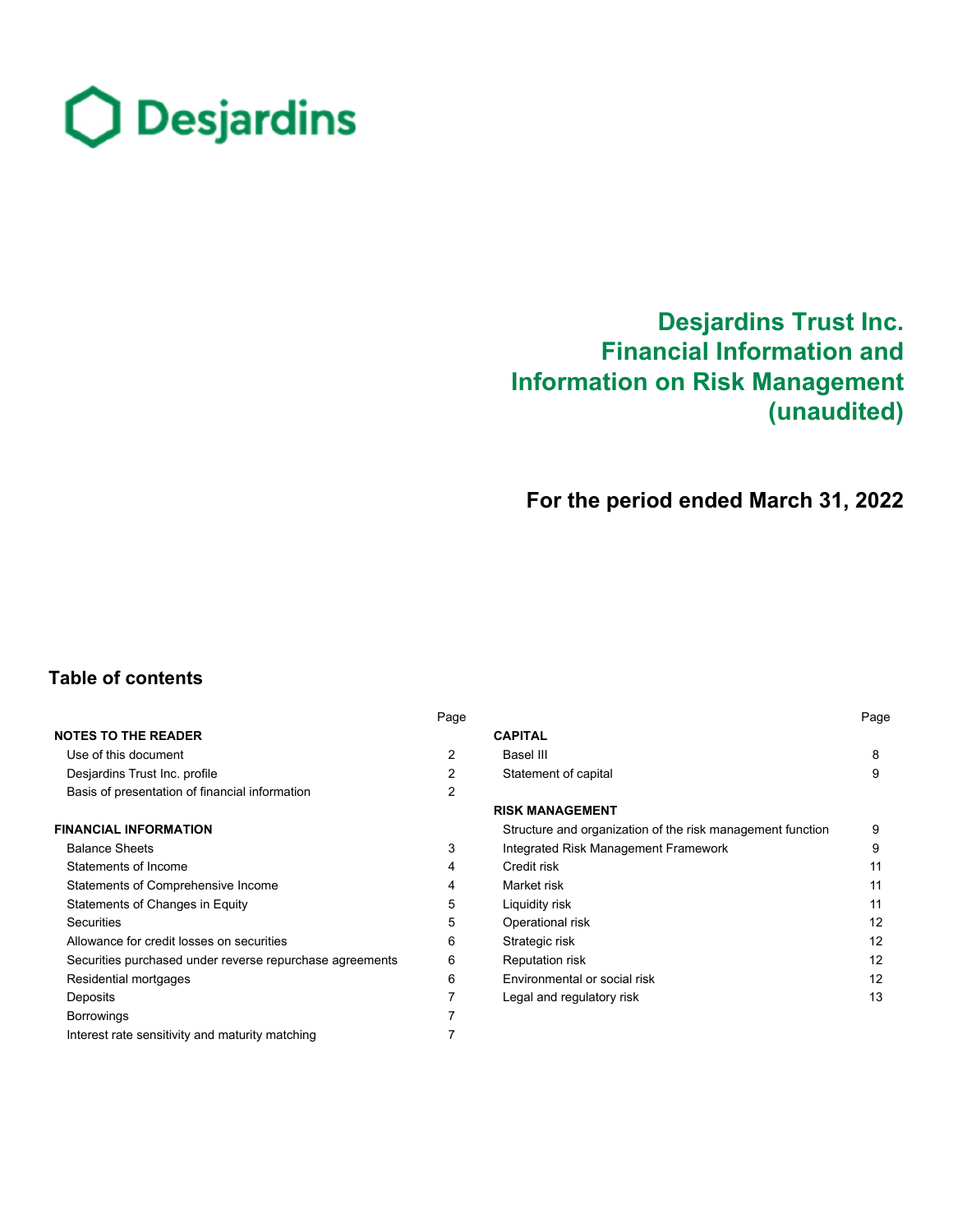Desjardins

# Desjardins Trust Inc. Financial Information and Information on Risk Management (unaudited)

## For the period ended March 31, 2022

## Table of contents

| | Page |
|---|---|
| **NOTES TO THE READER** | |
| Use of this document | 2 |
| Desjardins Trust Inc. profile | 2 |
| Basis of presentation of financial information | 2 |
| **FINANCIAL INFORMATION** | |
| Balance Sheets | 3 |
| Statements of Income | 4 |
| Statements of Comprehensive Income | 4 |
| Statements of Changes in Equity | 5 |
| Securities | 5 |
| Allowance for credit losses on securities | 6 |
| Securities purchased under reverse repurchase agreements | 6 |
| Residential mortgages | 6 |
| Deposits | 7 |
| Borrowings | 7 |
| Interest rate sensitivity and maturity matching | 7 |

| | Page |
|---|---|
| **CAPITAL** | |
| Basel III | 8 |
| Statement of capital | 9 |
| **RISK MANAGEMENT** | |
| Structure and organization of the risk management function | 9 |
| Integrated Risk Management Framework | 9 |
| Credit risk | 11 |
| Market risk | 11 |
| Liquidity risk | 11 |
| Operational risk | 12 |
| Strategic risk | 12 |
| Reputation risk | 12 |
| Environmental or social risk | 12 |
| Legal and regulatory risk | 13 |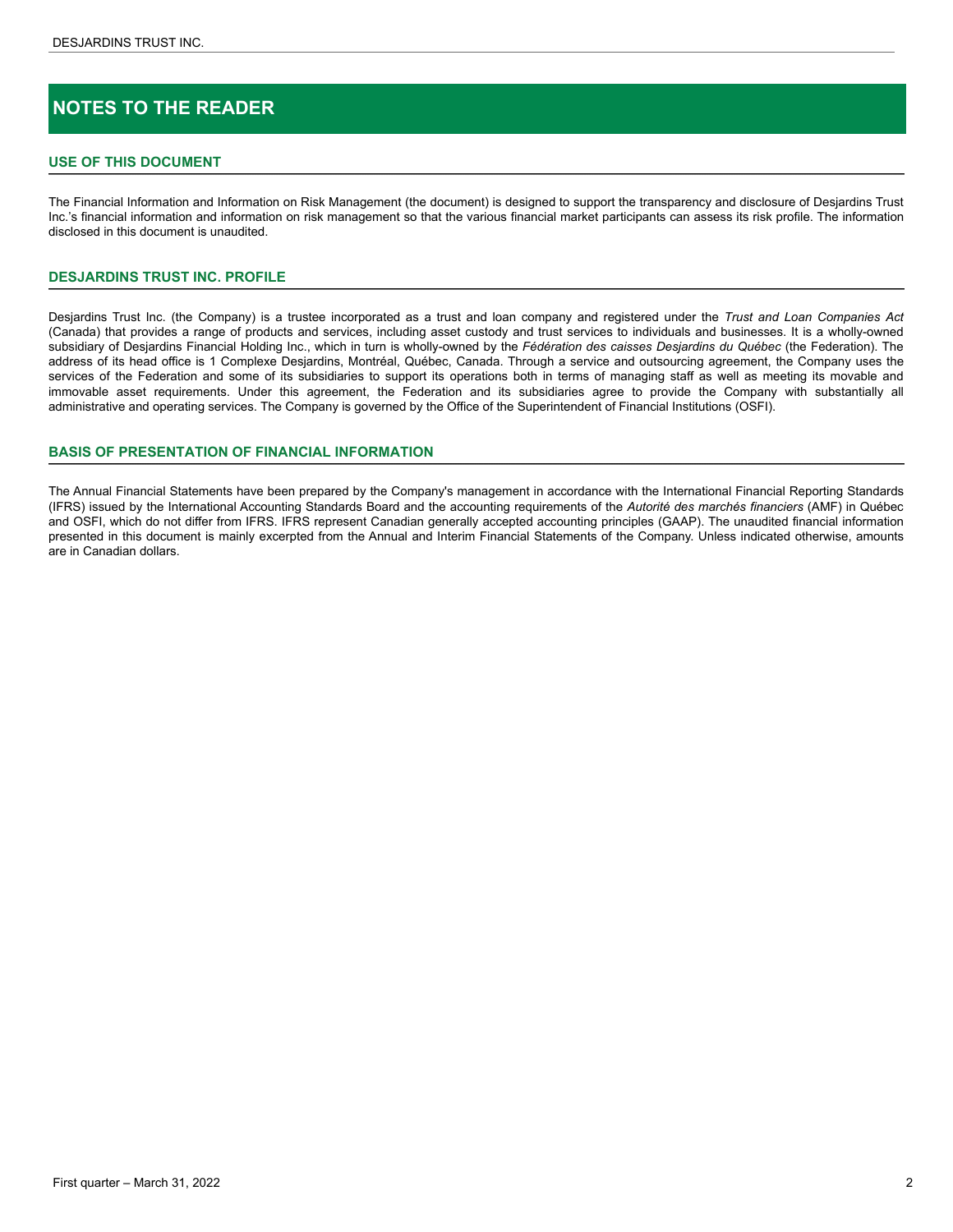# NOTES TO THE READER

## USE OF THIS DOCUMENT

The Financial Information and Information on Risk Management (the document) is designed to support the transparency and disclosure of Desjardins Trust Inc.'s financial information and information on risk management so that the various financial market participants can assess its risk profile. The information disclosed in this document is unaudited.

## DESJARDINS TRUST INC. PROFILE

Desjardins Trust Inc. (the Company) is a trustee incorporated as a trust and loan company and registered under the *Trust and Loan Companies Act* (Canada) that provides a range of products and services, including asset custody and trust services to individuals and businesses. It is a wholly-owned subsidiary of Desjardins Financial Holding Inc., which in turn is wholly-owned by the *Fédération des caisses Desjardins du Québec* (the Federation). The address of its head office is 1 Complexe Desjardins, Montréal, Québec, Canada. Through a service and outsourcing agreement, the Company uses the services of the Federation and some of its subsidiaries to support its operations both in terms of managing staff as well as meeting its movable and immovable asset requirements. Under this agreement, the Federation and its subsidiaries agree to provide the Company with substantially all administrative and operating services. The Company is governed by the Office of the Superintendent of Financial Institutions (OSFI).

## BASIS OF PRESENTATION OF FINANCIAL INFORMATION

The Annual Financial Statements have been prepared by the Company's management in accordance with the International Financial Reporting Standards (IFRS) issued by the International Accounting Standards Board and the accounting requirements of the *Autorité des marchés financiers* (AMF) in Québec and OSFI, which do not differ from IFRS. IFRS represent Canadian generally accepted accounting principles (GAAP). The unaudited financial information presented in this document is mainly excerpted from the Annual and Interim Financial Statements of the Company. Unless indicated otherwise, amounts are in Canadian dollars.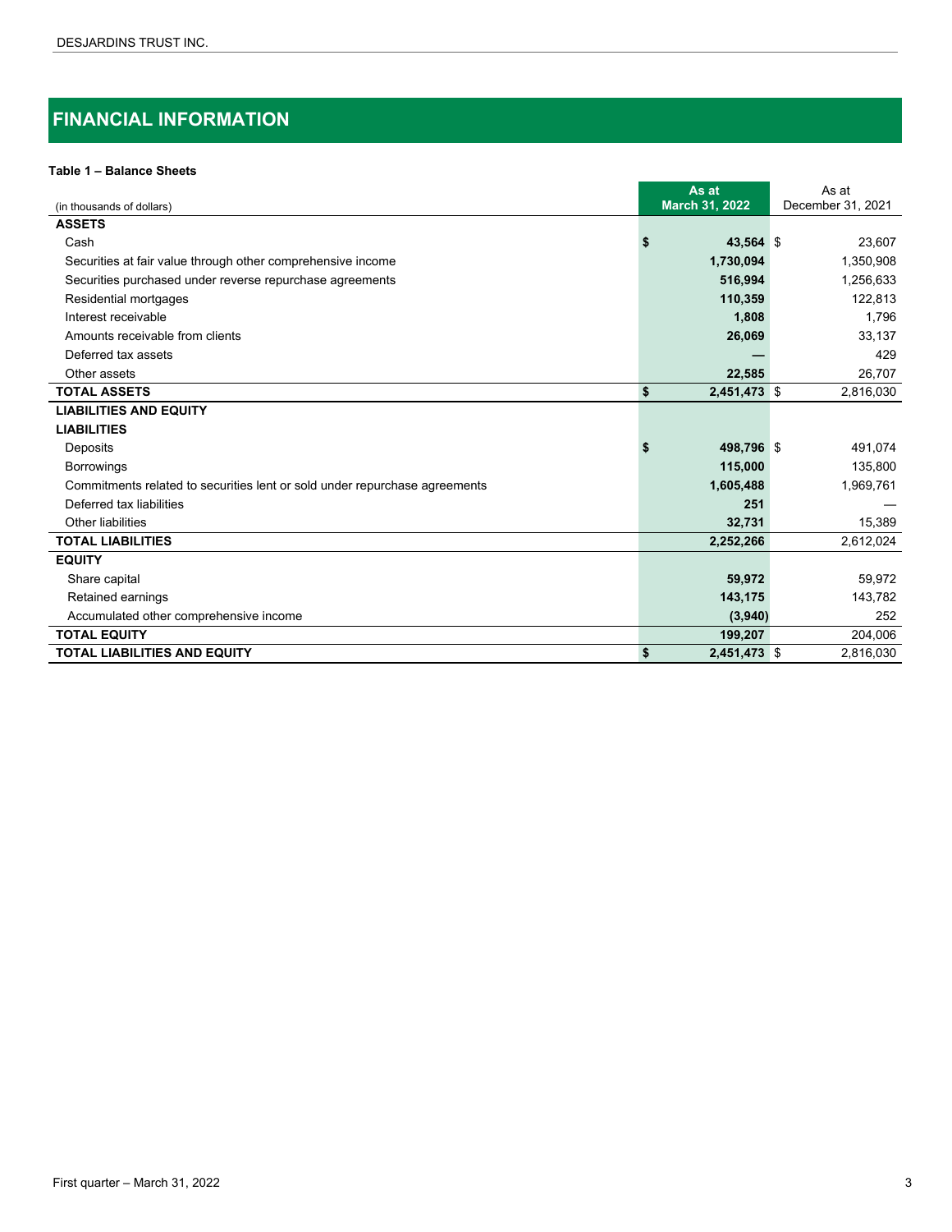## FINANCIAL INFORMATION

**Table 1 – Balance Sheets**

| (in thousands of dollars) | As at March 31, 2022 | As at December 31, 2021 |
|---|---|---|
| **ASSETS** | | |
| Cash | **$ 43,564** | $ 23,607 |
| Securities at fair value through other comprehensive income | **1,730,094** | 1,350,908 |
| Securities purchased under reverse repurchase agreements | **516,994** | 1,256,633 |
| Residential mortgages | **110,359** | 122,813 |
| Interest receivable | **1,808** | 1,796 |
| Amounts receivable from clients | **26,069** | 33,137 |
| Deferred tax assets | **—** | 429 |
| Other assets | **22,585** | 26,707 |
| **TOTAL ASSETS** | **$ 2,451,473** | $ 2,816,030 |
| **LIABILITIES AND EQUITY** | | |
| **LIABILITIES** | | |
| Deposits | **$ 498,796** | $ 491,074 |
| Borrowings | **115,000** | 135,800 |
| Commitments related to securities lent or sold under repurchase agreements | **1,605,488** | 1,969,761 |
| Deferred tax liabilities | **251** | — |
| Other liabilities | **32,731** | 15,389 |
| **TOTAL LIABILITIES** | **2,252,266** | 2,612,024 |
| **EQUITY** | | |
| Share capital | **59,972** | 59,972 |
| Retained earnings | **143,175** | 143,782 |
| Accumulated other comprehensive income | **(3,940)** | 252 |
| **TOTAL EQUITY** | **199,207** | 204,006 |
| **TOTAL LIABILITIES AND EQUITY** | **$ 2,451,473** | $ 2,816,030 |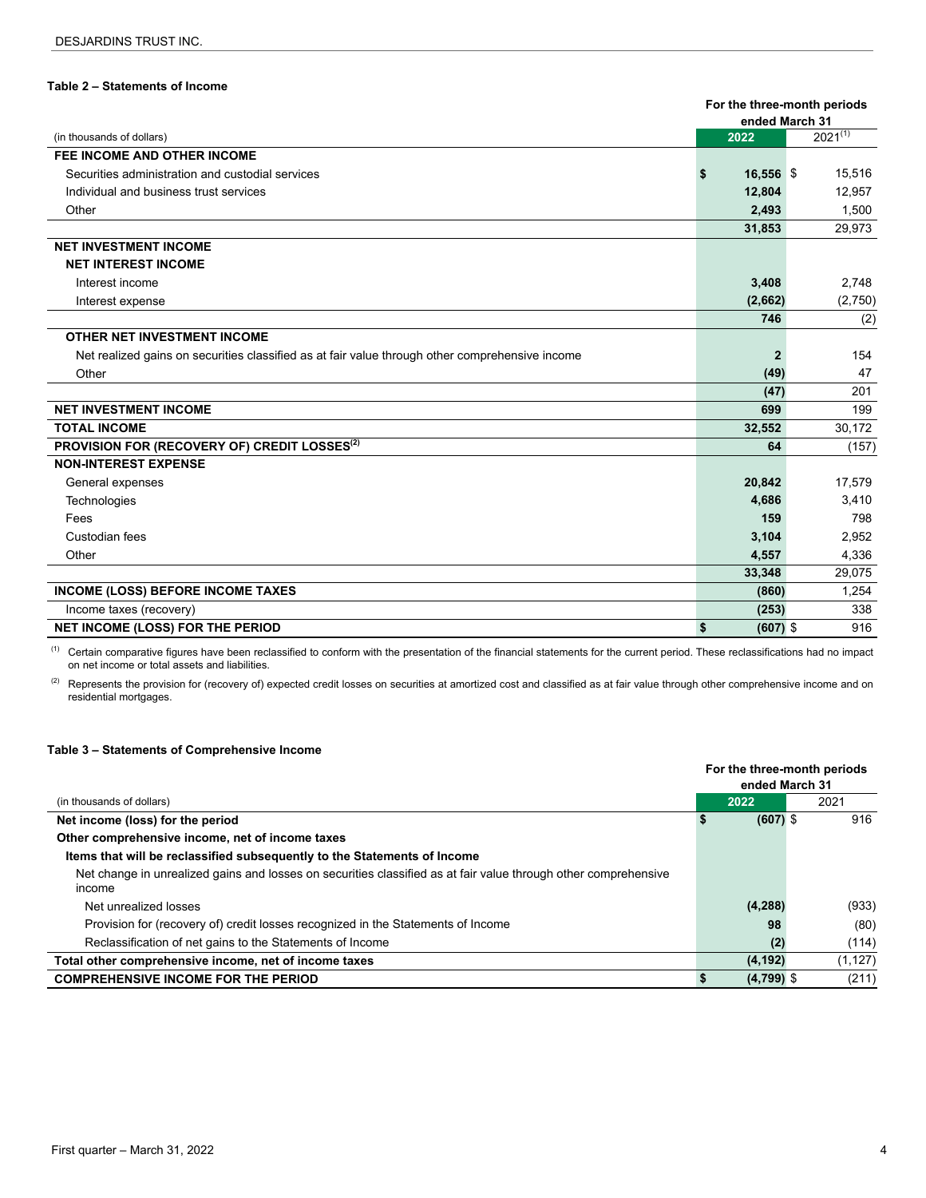**Table 2 – Statements of Income**

| (in thousands of dollars) | For the three-month periods ended March 31 2022 | 2021[(1)] |
|---|---|---|
| **FEE INCOME AND OTHER INCOME** | | |
| Securities administration and custodial services | **$ 16,556** | $ 15,516 |
| Individual and business trust services | **12,804** | 12,957 |
| Other | **2,493** | 1,500 |
| | **31,853** | 29,973 |
| **NET INVESTMENT INCOME** | | |
| **NET INTEREST INCOME** | | |
| Interest income | **3,408** | 2,748 |
| Interest expense | **(2,662)** | (2,750) |
| | **746** | (2) |
| **OTHER NET INVESTMENT INCOME** | | |
| Net realized gains on securities classified as at fair value through other comprehensive income | **2** | 154 |
| Other | **(49)** | 47 |
| | **(47)** | 201 |
| **NET INVESTMENT INCOME** | **699** | 199 |
| **TOTAL INCOME** | **32,552** | 30,172 |
| **PROVISION FOR (RECOVERY OF) CREDIT LOSSES[(2)]** | **64** | (157) |
| **NON-INTEREST EXPENSE** | | |
| General expenses | **20,842** | 17,579 |
| Technologies | **4,686** | 3,410 |
| Fees | **159** | 798 |
| Custodian fees | **3,104** | 2,952 |
| Other | **4,557** | 4,336 |
| | **33,348** | 29,075 |
| **INCOME (LOSS) BEFORE INCOME TAXES** | **(860)** | 1,254 |
| Income taxes (recovery) | **(253)** | 338 |
| **NET INCOME (LOSS) FOR THE PERIOD** | **$ (607)** | $ 916 |

(1) Certain comparative figures have been reclassified to conform with the presentation of the financial statements for the current period. These reclassifications had no impact on net income or total assets and liabilities.

(2) Represents the provision for (recovery of) expected credit losses on securities at amortized cost and classified as at fair value through other comprehensive income and on residential mortgages.

**Table 3 – Statements of Comprehensive Income**

| (in thousands of dollars) | For the three-month periods ended March 31 2022 | 2021 |
|---|---|---|
| **Net income (loss) for the period** | **$ (607)** | $ 916 |
| **Other comprehensive income, net of income taxes** | | |
| **Items that will be reclassified subsequently to the Statements of Income** | | |
| Net change in unrealized gains and losses on securities classified as at fair value through other comprehensive income | | |
| Net unrealized losses | **(4,288)** | (933) |
| Provision for (recovery of) credit losses recognized in the Statements of Income | **98** | (80) |
| Reclassification of net gains to the Statements of Income | **(2)** | (114) |
| **Total other comprehensive income, net of income taxes** | **(4,192)** | (1,127) |
| **COMPREHENSIVE INCOME FOR THE PERIOD** | **$ (4,799)** | $ (211) |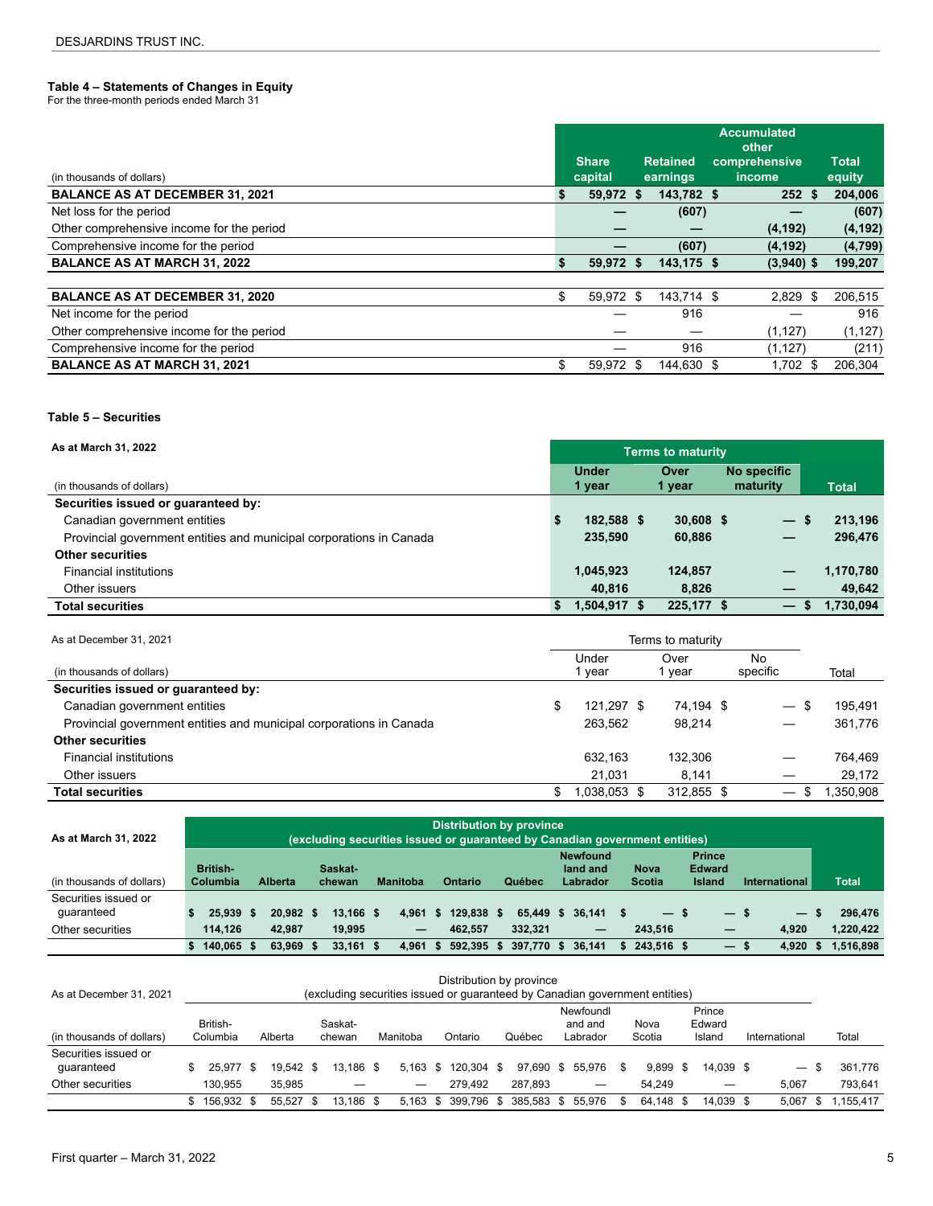### Table 4 – Statements of Changes in Equity

For the three-month periods ended March 31

| (in thousands of dollars) | Share capital | Retained earnings | Accumulated other comprehensive income | Total equity |
|---|---|---|---|---|
| **BALANCE AS AT DECEMBER 31, 2021** | **$ 59,972** | **$ 143,782** | **$ 252** | **$ 204,006** |
| Net loss for the period | **—** | **(607)** | **—** | **(607)** |
| Other comprehensive income for the period | **—** | **—** | **(4,192)** | **(4,192)** |
| Comprehensive income for the period | **—** | **(607)** | **(4,192)** | **(4,799)** |
| **BALANCE AS AT MARCH 31, 2022** | **$ 59,972** | **$ 143,175** | **$ (3,940)** | **$ 199,207** |
| | | | | |
| **BALANCE AS AT DECEMBER 31, 2020** | $ 59,972 | $ 143,714 | $ 2,829 | $ 206,515 |
| Net income for the period | — | 916 | — | 916 |
| Other comprehensive income for the period | — | — | (1,127) | (1,127) |
| Comprehensive income for the period | — | 916 | (1,127) | (211) |
| **BALANCE AS AT MARCH 31, 2021** | $ 59,972 | $ 144,630 | $ 1,702 | $ 206,304 |

### Table 5 – Securities

| **As at March 31, 2022** | **Terms to maturity** | | | |
|---|---|---|---|---|
| (in thousands of dollars) | **Under 1 year** | **Over 1 year** | **No specific maturity** | **Total** |
| **Securities issued or guaranteed by:** | | | | |
| Canadian government entities | **$ 182,588** | **$ 30,608** | **$ —** | **$ 213,196** |
| Provincial government entities and municipal corporations in Canada | **235,590** | **60,886** | **—** | **296,476** |
| **Other securities** | | | | |
| Financial institutions | **1,045,923** | **124,857** | **—** | **1,170,780** |
| Other issuers | **40,816** | **8,826** | **—** | **49,642** |
| **Total securities** | **$ 1,504,917** | **$ 225,177** | **$ —** | **$ 1,730,094** |

| As at December 31, 2021 | Terms to maturity | | | |
|---|---|---|---|---|
| (in thousands of dollars) | Under 1 year | Over 1 year | No specific | Total |
| **Securities issued or guaranteed by:** | | | | |
| Canadian government entities | $ 121,297 | $ 74,194 | $ — | $ 195,491 |
| Provincial government entities and municipal corporations in Canada | 263,562 | 98,214 | — | 361,776 |
| **Other securities** | | | | |
| Financial institutions | 632,163 | 132,306 | — | 764,469 |
| Other issuers | 21,031 | 8,141 | — | 29,172 |
| **Total securities** | $ 1,038,053 | $ 312,855 | $ — | $ 1,350,908 |

| **As at March 31, 2022** | **Distribution by province (excluding securities issued or guaranteed by Canadian government entities)** | | | | | | | | | | |
|---|---|---|---|---|---|---|---|---|---|---|---|
| (in thousands of dollars) | **British-Columbia** | **Alberta** | **Saskat-chewan** | **Manitoba** | **Ontario** | **Québec** | **Newfound land and Labrador** | **Nova Scotia** | **Prince Edward Island** | **International** | **Total** |
| Securities issued or guaranteed | **$ 25,939** | **$ 20,982** | **$ 13,166** | **$ 4,961** | **$ 129,838** | **$ 65,449** | **$ 36,141** | **$ —** | **$ —** | **$ —** | **$ 296,476** |
| Other securities | **114,126** | **42,987** | **19,995** | **—** | **462,557** | **332,321** | **—** | **243,516** | **—** | **4,920** | **1,220,422** |
| | **$ 140,065** | **$ 63,969** | **$ 33,161** | **$ 4,961** | **$ 592,395** | **$ 397,770** | **$ 36,141** | **$ 243,516** | **$ —** | **$ 4,920** | **$ 1,516,898** |

| As at December 31, 2021 | Distribution by province (excluding securities issued or guaranteed by Canadian government entities) | | | | | | | | | | |
|---|---|---|---|---|---|---|---|---|---|---|---|
| (in thousands of dollars) | British-Columbia | Alberta | Saskat-chewan | Manitoba | Ontario | Québec | Newfoundl and and Labrador | Nova Scotia | Prince Edward Island | International | Total |
| Securities issued or guaranteed | $ 25,977 | $ 19,542 | $ 13,186 | $ 5,163 | $ 120,304 | $ 97,690 | $ 55,976 | $ 9,899 | $ 14,039 | $ — | $ 361,776 |
| Other securities | 130,955 | 35,985 | — | — | 279,492 | 287,893 | — | 54,249 | — | 5,067 | 793,641 |
| | $ 156,932 | $ 55,527 | $ 13,186 | $ 5,163 | $ 399,796 | $ 385,583 | $ 55,976 | $ 64,148 | $ 14,039 | $ 5,067 | $ 1,155,417 |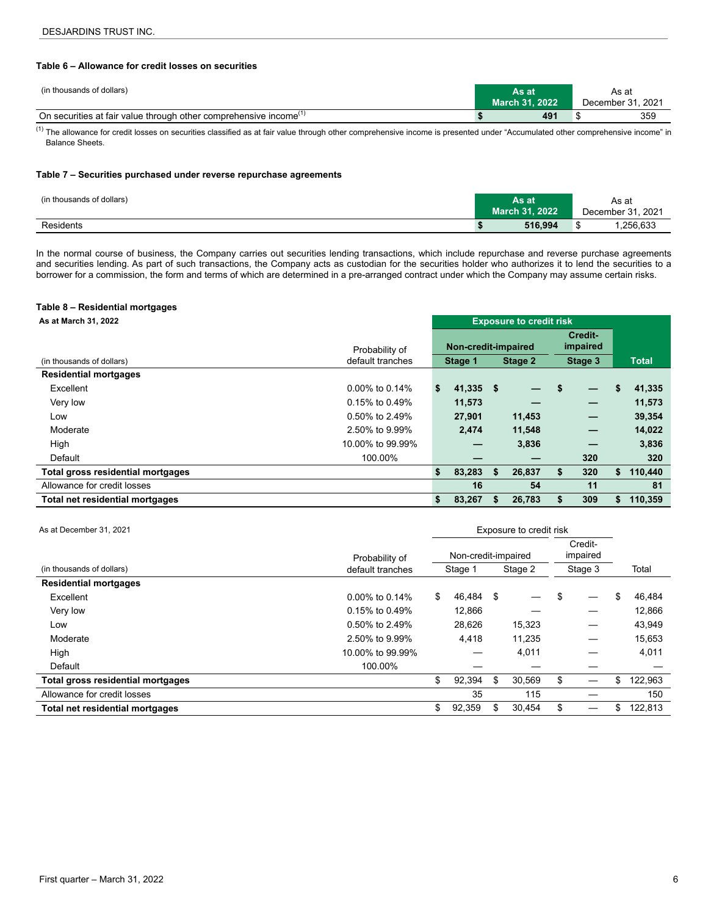#### Table 6 – Allowance for credit losses on securities

| (in thousands of dollars) | As at March 31, 2022 | As at December 31, 2021 |
|---|---|---|
| On securities at fair value through other comprehensive income[(1)] | **$ 491** | $ 359 |

[(1)] The allowance for credit losses on securities classified as at fair value through other comprehensive income is presented under "Accumulated other comprehensive income" in Balance Sheets.

#### Table 7 – Securities purchased under reverse repurchase agreements

| (in thousands of dollars) | As at March 31, 2022 | As at December 31, 2021 |
|---|---|---|
| Residents | **$ 516,994** | $ 1,256,633 |

In the normal course of business, the Company carries out securities lending transactions, which include repurchase and reverse purchase agreements and securities lending. As part of such transactions, the Company acts as custodian for the securities holder who authorizes it to lend the securities to a borrower for a commission, the form and terms of which are determined in a pre-arranged contract under which the Company may assume certain risks.

#### Table 8 – Residential mortgages

**As at March 31, 2022**

| | | Exposure to credit risk | | | |
|---|---|---|---|---|---|
| | | Non-credit-impaired | | Credit-impaired | |
| (in thousands of dollars) | Probability of default tranches | Stage 1 | Stage 2 | Stage 3 | Total |
| **Residential mortgages** | | | | | |
| Excellent | 0.00% to 0.14% | **$ 41,335** | **$ —** | **$ —** | **$ 41,335** |
| Very low | 0.15% to 0.49% | **11,573** | **—** | **—** | **11,573** |
| Low | 0.50% to 2.49% | **27,901** | **11,453** | **—** | **39,354** |
| Moderate | 2.50% to 9.99% | **2,474** | **11,548** | **—** | **14,022** |
| High | 10.00% to 99.99% | **—** | **3,836** | **—** | **3,836** |
| Default | 100.00% | **—** | **—** | **320** | **320** |
| **Total gross residential mortgages** | | **$ 83,283** | **$ 26,837** | **$ 320** | **$ 110,440** |
| Allowance for credit losses | | **16** | **54** | **11** | **81** |
| **Total net residential mortgages** | | **$ 83,267** | **$ 26,783** | **$ 309** | **$ 110,359** |

As at December 31, 2021

| | | Exposure to credit risk | | | |
|---|---|---|---|---|---|
| | | Non-credit-impaired | | Credit-impaired | |
| (in thousands of dollars) | Probability of default tranches | Stage 1 | Stage 2 | Stage 3 | Total |
| **Residential mortgages** | | | | | |
| Excellent | 0.00% to 0.14% | $ 46,484 | $ — | $ — | $ 46,484 |
| Very low | 0.15% to 0.49% | 12,866 | — | — | 12,866 |
| Low | 0.50% to 2.49% | 28,626 | 15,323 | — | 43,949 |
| Moderate | 2.50% to 9.99% | 4,418 | 11,235 | — | 15,653 |
| High | 10.00% to 99.99% | — | 4,011 | — | 4,011 |
| Default | 100.00% | — | — | — | — |
| **Total gross residential mortgages** | | $ 92,394 | $ 30,569 | $ — | $ 122,963 |
| Allowance for credit losses | | 35 | 115 | — | 150 |
| **Total net residential mortgages** | | $ 92,359 | $ 30,454 | $ — | $ 122,813 |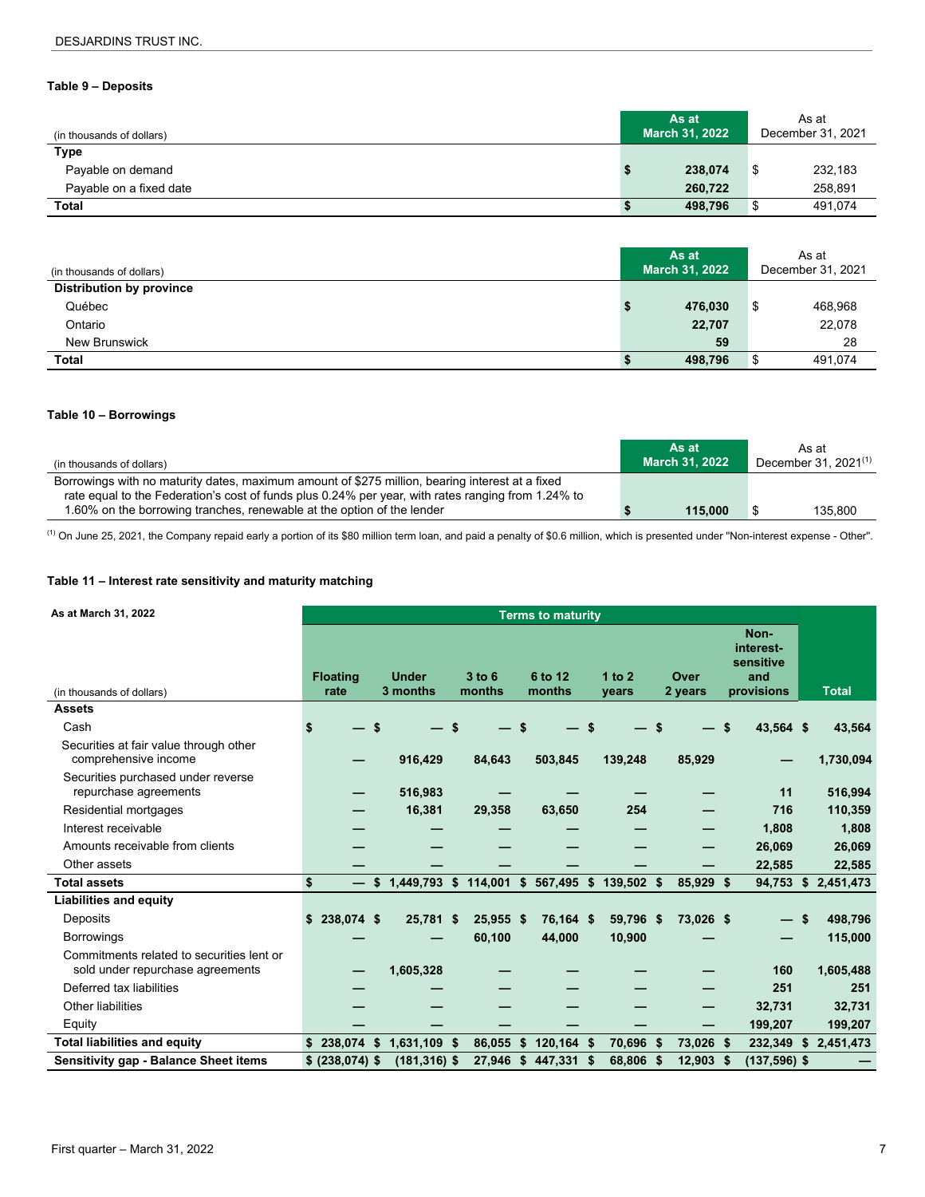**Table 9 – Deposits**

| (in thousands of dollars) | As at March 31, 2022 | As at December 31, 2021 |
|---|---|---|
| **Type** | | |
| Payable on demand | $ 238,074 | $ 232,183 |
| Payable on a fixed date | 260,722 | 258,891 |
| **Total** | $ 498,796 | $ 491,074 |

| (in thousands of dollars) | As at March 31, 2022 | As at December 31, 2021 |
|---|---|---|
| **Distribution by province** | | |
| Québec | $ 476,030 | $ 468,968 |
| Ontario | 22,707 | 22,078 |
| New Brunswick | 59 | 28 |
| **Total** | $ 498,796 | $ 491,074 |

**Table 10 – Borrowings**

| (in thousands of dollars) | As at March 31, 2022 | As at December 31, 2021[1] |
|---|---|---|
| Borrowings with no maturity dates, maximum amount of $275 million, bearing interest at a fixed rate equal to the Federation's cost of funds plus 0.24% per year, with rates ranging from 1.24% to 1.60% on the borrowing tranches, renewable at the option of the lender | $ 115,000 | $ 135,800 |

[1] On June 25, 2021, the Company repaid early a portion of its $80 million term loan, and paid a penalty of $0.6 million, which is presented under "Non-interest expense - Other".

**Table 11 – Interest rate sensitivity and maturity matching**

| As at March 31, 2022 | Terms to maturity | | | | | | | |
|---|---|---|---|---|---|---|---|---|
| (in thousands of dollars) | Floating rate | Under 3 months | 3 to 6 months | 6 to 12 months | 1 to 2 years | Over 2 years | Non-interest-sensitive and provisions | Total |
| **Assets** | | | | | | | | |
| Cash | $ — | $ — | $ — | $ — | $ — | $ — | $ 43,564 | $ 43,564 |
| Securities at fair value through other comprehensive income | — | 916,429 | 84,643 | 503,845 | 139,248 | 85,929 | — | 1,730,094 |
| Securities purchased under reverse repurchase agreements | — | 516,983 | — | — | — | — | 11 | 516,994 |
| Residential mortgages | — | 16,381 | 29,358 | 63,650 | 254 | — | 716 | 110,359 |
| Interest receivable | — | — | — | — | — | — | 1,808 | 1,808 |
| Amounts receivable from clients | — | — | — | — | — | — | 26,069 | 26,069 |
| Other assets | — | — | — | — | — | — | 22,585 | 22,585 |
| **Total assets** | $ — | $ 1,449,793 | $ 114,001 | $ 567,495 | $ 139,502 | $ 85,929 | $ 94,753 | $ 2,451,473 |
| **Liabilities and equity** | | | | | | | | |
| Deposits | $ 238,074 | $ 25,781 | $ 25,955 | $ 76,164 | $ 59,796 | $ 73,026 | $ — | $ 498,796 |
| Borrowings | — | — | 60,100 | 44,000 | 10,900 | — | — | 115,000 |
| Commitments related to securities lent or sold under repurchase agreements | — | 1,605,328 | — | — | — | — | 160 | 1,605,488 |
| Deferred tax liabilities | — | — | — | — | — | — | 251 | 251 |
| Other liabilities | — | — | — | — | — | — | 32,731 | 32,731 |
| Equity | — | — | — | — | — | — | 199,207 | 199,207 |
| **Total liabilities and equity** | $ 238,074 | $ 1,631,109 | $ 86,055 | $ 120,164 | $ 70,696 | $ 73,026 | $ 232,349 | $ 2,451,473 |
| **Sensitivity gap - Balance Sheet items** | $ (238,074) | $ (181,316) | $ 27,946 | $ 447,331 | $ 68,806 | $ 12,903 | $ (137,596) | $ — |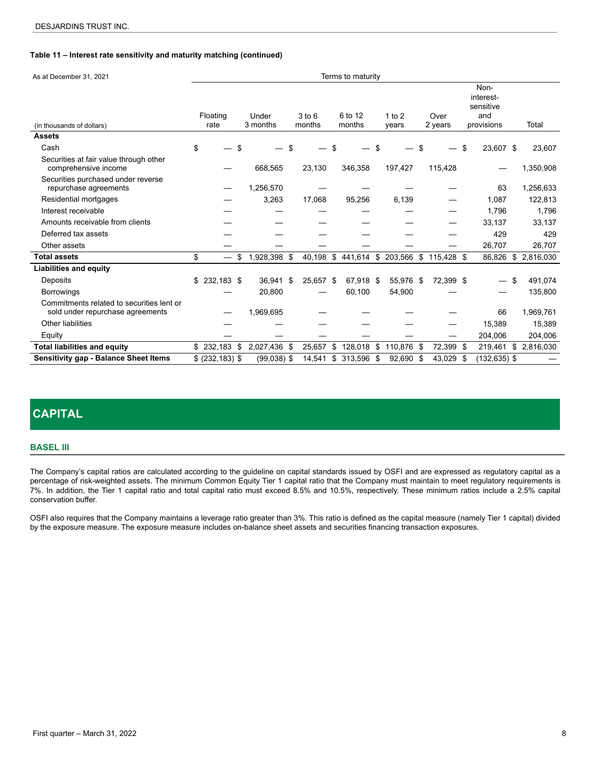**Table 11 – Interest rate sensitivity and maturity matching (continued)**

| As at December 31, 2021 | Terms to maturity | | | | | | | |
|---|---|---|---|---|---|---|---|---|
| (in thousands of dollars) | Floating rate | Under 3 months | 3 to 6 months | 6 to 12 months | 1 to 2 years | Over 2 years | Non-interest-sensitive and provisions | Total |
| **Assets** | | | | | | | | |
| Cash | $ — | $ — | $ — | $ — | $ — | $ — | $ 23,607 | $ 23,607 |
| Securities at fair value through other comprehensive income | — | 668,565 | 23,130 | 346,358 | 197,427 | 115,428 | — | 1,350,908 |
| Securities purchased under reverse repurchase agreements | — | 1,256,570 | — | — | — | — | 63 | 1,256,633 |
| Residential mortgages | — | 3,263 | 17,068 | 95,256 | 6,139 | — | 1,087 | 122,813 |
| Interest receivable | — | — | — | — | — | — | 1,796 | 1,796 |
| Amounts receivable from clients | — | — | — | — | — | — | 33,137 | 33,137 |
| Deferred tax assets | — | — | — | — | — | — | 429 | 429 |
| Other assets | — | — | — | — | — | — | 26,707 | 26,707 |
| **Total assets** | $ — | $ 1,928,398 | $ 40,198 | $ 441,614 | $ 203,566 | $ 115,428 | $ 86,826 | $ 2,816,030 |
| **Liabilities and equity** | | | | | | | | |
| Deposits | $ 232,183 | $ 36,941 | $ 25,657 | $ 67,918 | $ 55,976 | $ 72,399 | $ — | $ 491,074 |
| Borrowings | — | 20,800 | — | 60,100 | 54,900 | — | — | 135,800 |
| Commitments related to securities lent or sold under repurchase agreements | — | 1,969,695 | — | — | — | — | 66 | 1,969,761 |
| Other liabilities | — | — | — | — | — | — | 15,389 | 15,389 |
| Equity | — | — | — | — | — | — | 204,006 | 204,006 |
| **Total liabilities and equity** | $ 232,183 | $ 2,027,436 | $ 25,657 | $ 128,018 | $ 110,876 | $ 72,399 | $ 219,461 | $ 2,816,030 |
| **Sensitivity gap - Balance Sheet Items** | $ (232,183) | $ (99,038) | $ 14,541 | $ 313,596 | $ 92,690 | $ 43,029 | $ (132,635) | $ — |

# CAPITAL

## BASEL III

The Company's capital ratios are calculated according to the guideline on capital standards issued by OSFI and are expressed as regulatory capital as a percentage of risk-weighted assets. The minimum Common Equity Tier 1 capital ratio that the Company must maintain to meet regulatory requirements is 7%. In addition, the Tier 1 capital ratio and total capital ratio must exceed 8.5% and 10.5%, respectively. These minimum ratios include a 2.5% capital conservation buffer.

OSFI also requires that the Company maintains a leverage ratio greater than 3%. This ratio is defined as the capital measure (namely Tier 1 capital) divided by the exposure measure. The exposure measure includes on-balance sheet assets and securities financing transaction exposures.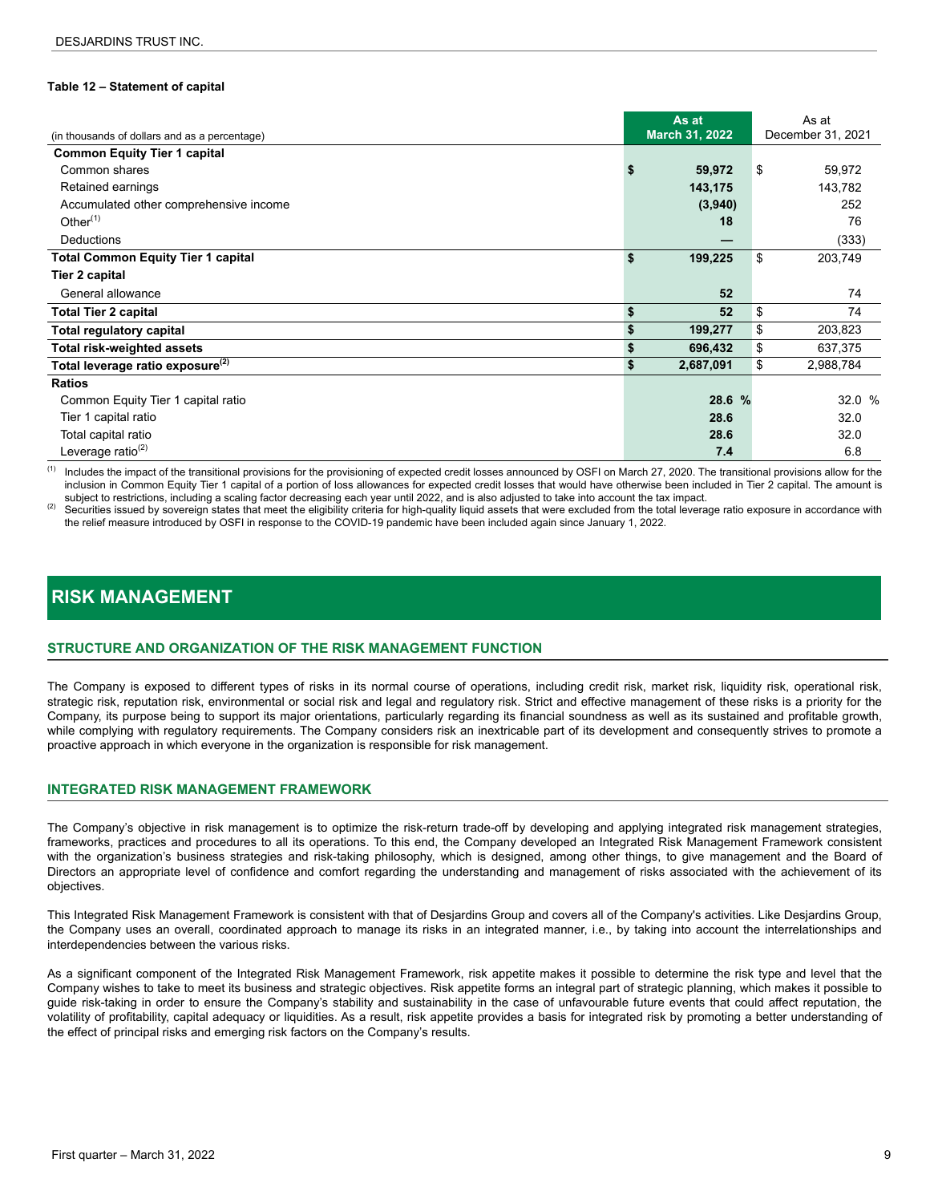**Table 12 – Statement of capital**

| (in thousands of dollars and as a percentage) | As at March 31, 2022 | As at December 31, 2021 |
|---|---|---|
| **Common Equity Tier 1 capital** | | |
| Common shares | $ 59,972 | $ 59,972 |
| Retained earnings | 143,175 | 143,782 |
| Accumulated other comprehensive income | (3,940) | 252 |
| Other[1] | 18 | 76 |
| Deductions | — | (333) |
| **Total Common Equity Tier 1 capital** | $ 199,225 | $ 203,749 |
| **Tier 2 capital** | | |
| General allowance | 52 | 74 |
| **Total Tier 2 capital** | $ 52 | $ 74 |
| **Total regulatory capital** | $ 199,277 | $ 203,823 |
| **Total risk-weighted assets** | $ 696,432 | $ 637,375 |
| **Total leverage ratio exposure[2]** | $ 2,687,091 | $ 2,988,784 |
| **Ratios** | | |
| Common Equity Tier 1 capital ratio | 28.6 % | 32.0 % |
| Tier 1 capital ratio | 28.6 | 32.0 |
| Total capital ratio | 28.6 | 32.0 |
| Leverage ratio[2] | 7.4 | 6.8 |

[1] Includes the impact of the transitional provisions for the provisioning of expected credit losses announced by OSFI on March 27, 2020. The transitional provisions allow for the inclusion in Common Equity Tier 1 capital of a portion of loss allowances for expected credit losses that would have otherwise been included in Tier 2 capital. The amount is subject to restrictions, including a scaling factor decreasing each year until 2022, and is also adjusted to take into account the tax impact.

[2] Securities issued by sovereign states that meet the eligibility criteria for high-quality liquid assets that were excluded from the total leverage ratio exposure in accordance with the relief measure introduced by OSFI in response to the COVID-19 pandemic have been included again since January 1, 2022.

# RISK MANAGEMENT

## STRUCTURE AND ORGANIZATION OF THE RISK MANAGEMENT FUNCTION

The Company is exposed to different types of risks in its normal course of operations, including credit risk, market risk, liquidity risk, operational risk, strategic risk, reputation risk, environmental or social risk and legal and regulatory risk. Strict and effective management of these risks is a priority for the Company, its purpose being to support its major orientations, particularly regarding its financial soundness as well as its sustained and profitable growth, while complying with regulatory requirements. The Company considers risk an inextricable part of its development and consequently strives to promote a proactive approach in which everyone in the organization is responsible for risk management.

## INTEGRATED RISK MANAGEMENT FRAMEWORK

The Company's objective in risk management is to optimize the risk-return trade-off by developing and applying integrated risk management strategies, frameworks, practices and procedures to all its operations. To this end, the Company developed an Integrated Risk Management Framework consistent with the organization's business strategies and risk-taking philosophy, which is designed, among other things, to give management and the Board of Directors an appropriate level of confidence and comfort regarding the understanding and management of risks associated with the achievement of its objectives.

This Integrated Risk Management Framework is consistent with that of Desjardins Group and covers all of the Company's activities. Like Desjardins Group, the Company uses an overall, coordinated approach to manage its risks in an integrated manner, i.e., by taking into account the interrelationships and interdependencies between the various risks.

As a significant component of the Integrated Risk Management Framework, risk appetite makes it possible to determine the risk type and level that the Company wishes to take to meet its business and strategic objectives. Risk appetite forms an integral part of strategic planning, which makes it possible to guide risk-taking in order to ensure the Company's stability and sustainability in the case of unfavourable future events that could affect reputation, the volatility of profitability, capital adequacy or liquidities. As a result, risk appetite provides a basis for integrated risk by promoting a better understanding of the effect of principal risks and emerging risk factors on the Company's results.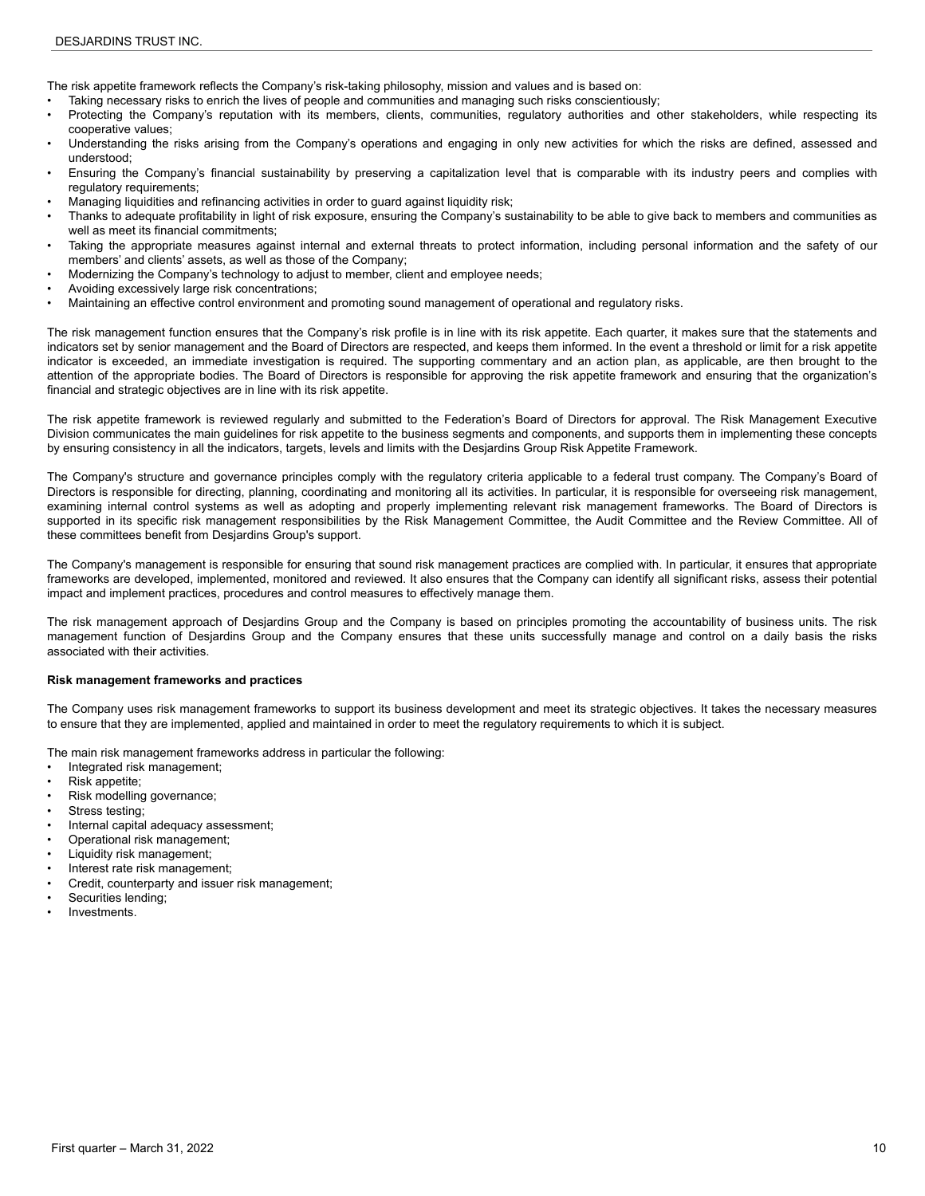The risk appetite framework reflects the Company's risk-taking philosophy, mission and values and is based on:

- Taking necessary risks to enrich the lives of people and communities and managing such risks conscientiously;
- Protecting the Company's reputation with its members, clients, communities, regulatory authorities and other stakeholders, while respecting its cooperative values;
- Understanding the risks arising from the Company's operations and engaging in only new activities for which the risks are defined, assessed and understood;
- Ensuring the Company's financial sustainability by preserving a capitalization level that is comparable with its industry peers and complies with regulatory requirements;
- Managing liquidities and refinancing activities in order to guard against liquidity risk;
- Thanks to adequate profitability in light of risk exposure, ensuring the Company's sustainability to be able to give back to members and communities as well as meet its financial commitments;
- Taking the appropriate measures against internal and external threats to protect information, including personal information and the safety of our members' and clients' assets, as well as those of the Company;
- Modernizing the Company's technology to adjust to member, client and employee needs;
- Avoiding excessively large risk concentrations;
- Maintaining an effective control environment and promoting sound management of operational and regulatory risks.

The risk management function ensures that the Company's risk profile is in line with its risk appetite. Each quarter, it makes sure that the statements and indicators set by senior management and the Board of Directors are respected, and keeps them informed. In the event a threshold or limit for a risk appetite indicator is exceeded, an immediate investigation is required. The supporting commentary and an action plan, as applicable, are then brought to the attention of the appropriate bodies. The Board of Directors is responsible for approving the risk appetite framework and ensuring that the organization's financial and strategic objectives are in line with its risk appetite.

The risk appetite framework is reviewed regularly and submitted to the Federation's Board of Directors for approval. The Risk Management Executive Division communicates the main guidelines for risk appetite to the business segments and components, and supports them in implementing these concepts by ensuring consistency in all the indicators, targets, levels and limits with the Desjardins Group Risk Appetite Framework.

The Company's structure and governance principles comply with the regulatory criteria applicable to a federal trust company. The Company's Board of Directors is responsible for directing, planning, coordinating and monitoring all its activities. In particular, it is responsible for overseeing risk management, examining internal control systems as well as adopting and properly implementing relevant risk management frameworks. The Board of Directors is supported in its specific risk management responsibilities by the Risk Management Committee, the Audit Committee and the Review Committee. All of these committees benefit from Desjardins Group's support.

The Company's management is responsible for ensuring that sound risk management practices are complied with. In particular, it ensures that appropriate frameworks are developed, implemented, monitored and reviewed. It also ensures that the Company can identify all significant risks, assess their potential impact and implement practices, procedures and control measures to effectively manage them.

The risk management approach of Desjardins Group and the Company is based on principles promoting the accountability of business units. The risk management function of Desjardins Group and the Company ensures that these units successfully manage and control on a daily basis the risks associated with their activities.

**Risk management frameworks and practices**

The Company uses risk management frameworks to support its business development and meet its strategic objectives. It takes the necessary measures to ensure that they are implemented, applied and maintained in order to meet the regulatory requirements to which it is subject.

The main risk management frameworks address in particular the following:

- Integrated risk management;
- Risk appetite;
- Risk modelling governance;
- Stress testing;
- Internal capital adequacy assessment;
- Operational risk management;
- Liquidity risk management;
- Interest rate risk management;
- Credit, counterparty and issuer risk management;
- Securities lending;
- Investments.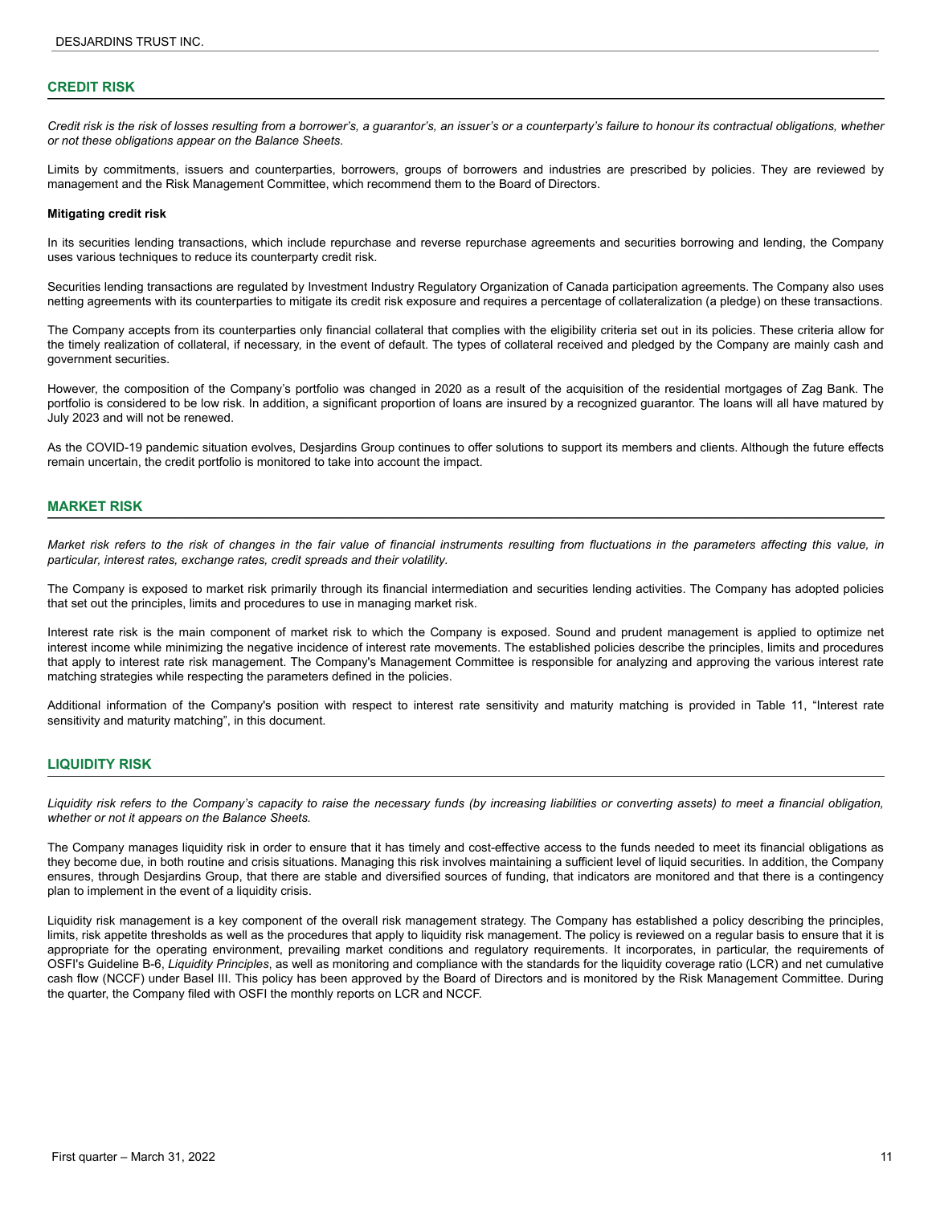## CREDIT RISK

*Credit risk is the risk of losses resulting from a borrower's, a guarantor's, an issuer's or a counterparty's failure to honour its contractual obligations, whether or not these obligations appear on the Balance Sheets.*

Limits by commitments, issuers and counterparties, borrowers, groups of borrowers and industries are prescribed by policies. They are reviewed by management and the Risk Management Committee, which recommend them to the Board of Directors.

**Mitigating credit risk**

In its securities lending transactions, which include repurchase and reverse repurchase agreements and securities borrowing and lending, the Company uses various techniques to reduce its counterparty credit risk.

Securities lending transactions are regulated by Investment Industry Regulatory Organization of Canada participation agreements. The Company also uses netting agreements with its counterparties to mitigate its credit risk exposure and requires a percentage of collateralization (a pledge) on these transactions.

The Company accepts from its counterparties only financial collateral that complies with the eligibility criteria set out in its policies. These criteria allow for the timely realization of collateral, if necessary, in the event of default. The types of collateral received and pledged by the Company are mainly cash and government securities.

However, the composition of the Company's portfolio was changed in 2020 as a result of the acquisition of the residential mortgages of Zag Bank. The portfolio is considered to be low risk. In addition, a significant proportion of loans are insured by a recognized guarantor. The loans will all have matured by July 2023 and will not be renewed.

As the COVID-19 pandemic situation evolves, Desjardins Group continues to offer solutions to support its members and clients. Although the future effects remain uncertain, the credit portfolio is monitored to take into account the impact.

## MARKET RISK

*Market risk refers to the risk of changes in the fair value of financial instruments resulting from fluctuations in the parameters affecting this value, in particular, interest rates, exchange rates, credit spreads and their volatility.*

The Company is exposed to market risk primarily through its financial intermediation and securities lending activities. The Company has adopted policies that set out the principles, limits and procedures to use in managing market risk.

Interest rate risk is the main component of market risk to which the Company is exposed. Sound and prudent management is applied to optimize net interest income while minimizing the negative incidence of interest rate movements. The established policies describe the principles, limits and procedures that apply to interest rate risk management. The Company's Management Committee is responsible for analyzing and approving the various interest rate matching strategies while respecting the parameters defined in the policies.

Additional information of the Company's position with respect to interest rate sensitivity and maturity matching is provided in Table 11, "Interest rate sensitivity and maturity matching", in this document.

## LIQUIDITY RISK

*Liquidity risk refers to the Company's capacity to raise the necessary funds (by increasing liabilities or converting assets) to meet a financial obligation, whether or not it appears on the Balance Sheets.*

The Company manages liquidity risk in order to ensure that it has timely and cost-effective access to the funds needed to meet its financial obligations as they become due, in both routine and crisis situations. Managing this risk involves maintaining a sufficient level of liquid securities. In addition, the Company ensures, through Desjardins Group, that there are stable and diversified sources of funding, that indicators are monitored and that there is a contingency plan to implement in the event of a liquidity crisis.

Liquidity risk management is a key component of the overall risk management strategy. The Company has established a policy describing the principles, limits, risk appetite thresholds as well as the procedures that apply to liquidity risk management. The policy is reviewed on a regular basis to ensure that it is appropriate for the operating environment, prevailing market conditions and regulatory requirements. It incorporates, in particular, the requirements of OSFI's Guideline B-6, *Liquidity Principles*, as well as monitoring and compliance with the standards for the liquidity coverage ratio (LCR) and net cumulative cash flow (NCCF) under Basel III. This policy has been approved by the Board of Directors and is monitored by the Risk Management Committee. During the quarter, the Company filed with OSFI the monthly reports on LCR and NCCF.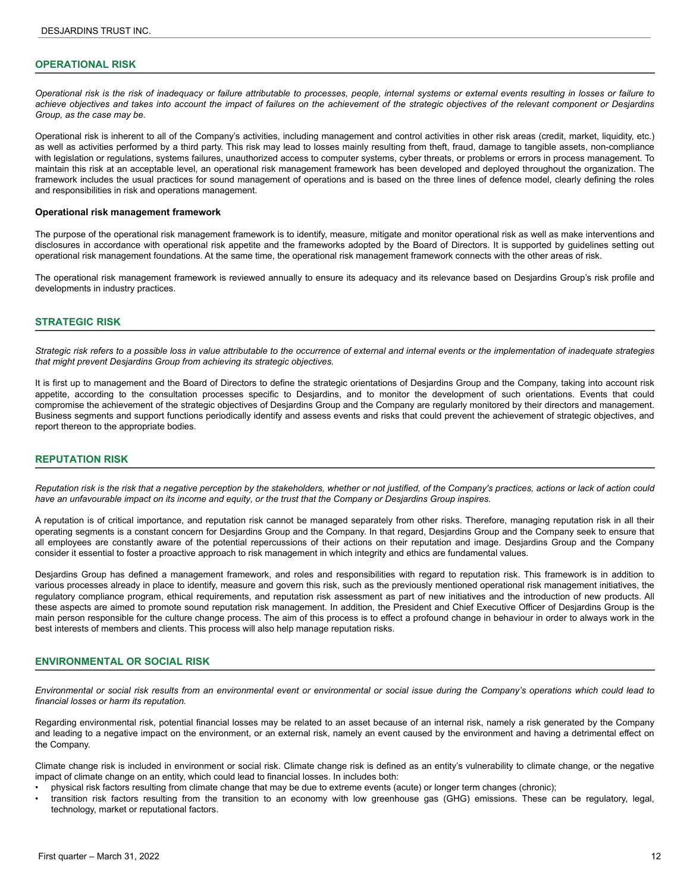## OPERATIONAL RISK

*Operational risk is the risk of inadequacy or failure attributable to processes, people, internal systems or external events resulting in losses or failure to achieve objectives and takes into account the impact of failures on the achievement of the strategic objectives of the relevant component or Desjardins Group, as the case may be.*

Operational risk is inherent to all of the Company's activities, including management and control activities in other risk areas (credit, market, liquidity, etc.) as well as activities performed by a third party. This risk may lead to losses mainly resulting from theft, fraud, damage to tangible assets, non-compliance with legislation or regulations, systems failures, unauthorized access to computer systems, cyber threats, or problems or errors in process management. To maintain this risk at an acceptable level, an operational risk management framework has been developed and deployed throughout the organization. The framework includes the usual practices for sound management of operations and is based on the three lines of defence model, clearly defining the roles and responsibilities in risk and operations management.

**Operational risk management framework**

The purpose of the operational risk management framework is to identify, measure, mitigate and monitor operational risk as well as make interventions and disclosures in accordance with operational risk appetite and the frameworks adopted by the Board of Directors. It is supported by guidelines setting out operational risk management foundations. At the same time, the operational risk management framework connects with the other areas of risk.

The operational risk management framework is reviewed annually to ensure its adequacy and its relevance based on Desjardins Group's risk profile and developments in industry practices.

## STRATEGIC RISK

*Strategic risk refers to a possible loss in value attributable to the occurrence of external and internal events or the implementation of inadequate strategies that might prevent Desjardins Group from achieving its strategic objectives.*

It is first up to management and the Board of Directors to define the strategic orientations of Desjardins Group and the Company, taking into account risk appetite, according to the consultation processes specific to Desjardins, and to monitor the development of such orientations. Events that could compromise the achievement of the strategic objectives of Desjardins Group and the Company are regularly monitored by their directors and management. Business segments and support functions periodically identify and assess events and risks that could prevent the achievement of strategic objectives, and report thereon to the appropriate bodies.

## REPUTATION RISK

*Reputation risk is the risk that a negative perception by the stakeholders, whether or not justified, of the Company's practices, actions or lack of action could have an unfavourable impact on its income and equity, or the trust that the Company or Desjardins Group inspires.*

A reputation is of critical importance, and reputation risk cannot be managed separately from other risks. Therefore, managing reputation risk in all their operating segments is a constant concern for Desjardins Group and the Company. In that regard, Desjardins Group and the Company seek to ensure that all employees are constantly aware of the potential repercussions of their actions on their reputation and image. Desjardins Group and the Company consider it essential to foster a proactive approach to risk management in which integrity and ethics are fundamental values.

Desjardins Group has defined a management framework, and roles and responsibilities with regard to reputation risk. This framework is in addition to various processes already in place to identify, measure and govern this risk, such as the previously mentioned operational risk management initiatives, the regulatory compliance program, ethical requirements, and reputation risk assessment as part of new initiatives and the introduction of new products. All these aspects are aimed to promote sound reputation risk management. In addition, the President and Chief Executive Officer of Desjardins Group is the main person responsible for the culture change process. The aim of this process is to effect a profound change in behaviour in order to always work in the best interests of members and clients. This process will also help manage reputation risks.

## ENVIRONMENTAL OR SOCIAL RISK

*Environmental or social risk results from an environmental event or environmental or social issue during the Company's operations which could lead to financial losses or harm its reputation.*

Regarding environmental risk, potential financial losses may be related to an asset because of an internal risk, namely a risk generated by the Company and leading to a negative impact on the environment, or an external risk, namely an event caused by the environment and having a detrimental effect on the Company.

Climate change risk is included in environment or social risk. Climate change risk is defined as an entity's vulnerability to climate change, or the negative impact of climate change on an entity, which could lead to financial losses. In includes both:

- physical risk factors resulting from climate change that may be due to extreme events (acute) or longer term changes (chronic);
- transition risk factors resulting from the transition to an economy with low greenhouse gas (GHG) emissions. These can be regulatory, legal, technology, market or reputational factors.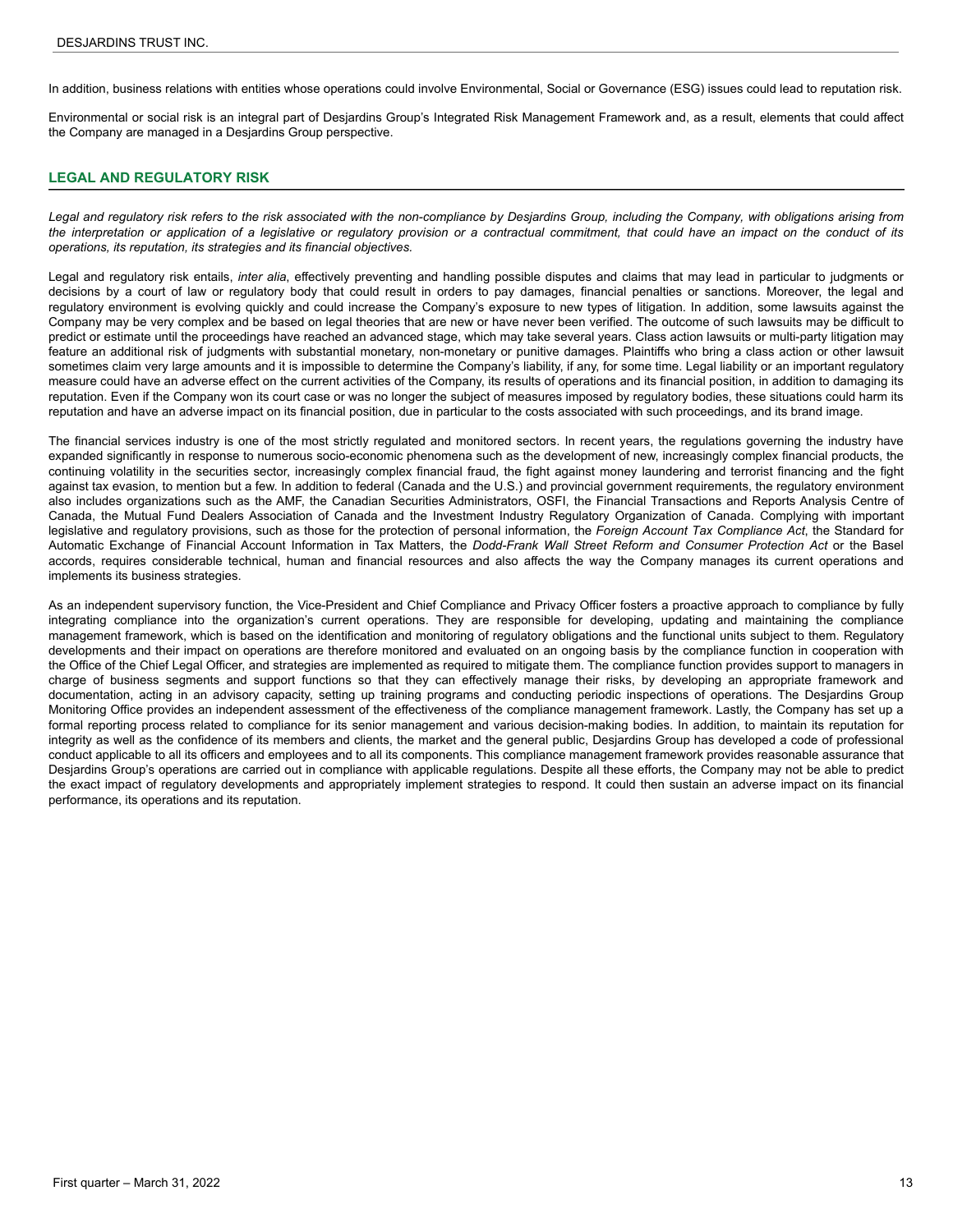In addition, business relations with entities whose operations could involve Environmental, Social or Governance (ESG) issues could lead to reputation risk.

Environmental or social risk is an integral part of Desjardins Group's Integrated Risk Management Framework and, as a result, elements that could affect the Company are managed in a Desjardins Group perspective.

## LEGAL AND REGULATORY RISK

*Legal and regulatory risk refers to the risk associated with the non-compliance by Desjardins Group, including the Company, with obligations arising from the interpretation or application of a legislative or regulatory provision or a contractual commitment, that could have an impact on the conduct of its operations, its reputation, its strategies and its financial objectives.*

Legal and regulatory risk entails, *inter alia*, effectively preventing and handling possible disputes and claims that may lead in particular to judgments or decisions by a court of law or regulatory body that could result in orders to pay damages, financial penalties or sanctions. Moreover, the legal and regulatory environment is evolving quickly and could increase the Company's exposure to new types of litigation. In addition, some lawsuits against the Company may be very complex and be based on legal theories that are new or have never been verified. The outcome of such lawsuits may be difficult to predict or estimate until the proceedings have reached an advanced stage, which may take several years. Class action lawsuits or multi-party litigation may feature an additional risk of judgments with substantial monetary, non-monetary or punitive damages. Plaintiffs who bring a class action or other lawsuit sometimes claim very large amounts and it is impossible to determine the Company's liability, if any, for some time. Legal liability or an important regulatory measure could have an adverse effect on the current activities of the Company, its results of operations and its financial position, in addition to damaging its reputation. Even if the Company won its court case or was no longer the subject of measures imposed by regulatory bodies, these situations could harm its reputation and have an adverse impact on its financial position, due in particular to the costs associated with such proceedings, and its brand image.

The financial services industry is one of the most strictly regulated and monitored sectors. In recent years, the regulations governing the industry have expanded significantly in response to numerous socio-economic phenomena such as the development of new, increasingly complex financial products, the continuing volatility in the securities sector, increasingly complex financial fraud, the fight against money laundering and terrorist financing and the fight against tax evasion, to mention but a few. In addition to federal (Canada and the U.S.) and provincial government requirements, the regulatory environment also includes organizations such as the AMF, the Canadian Securities Administrators, OSFI, the Financial Transactions and Reports Analysis Centre of Canada, the Mutual Fund Dealers Association of Canada and the Investment Industry Regulatory Organization of Canada. Complying with important legislative and regulatory provisions, such as those for the protection of personal information, the *Foreign Account Tax Compliance Act*, the Standard for Automatic Exchange of Financial Account Information in Tax Matters, the *Dodd-Frank Wall Street Reform and Consumer Protection Act* or the Basel accords, requires considerable technical, human and financial resources and also affects the way the Company manages its current operations and implements its business strategies.

As an independent supervisory function, the Vice-President and Chief Compliance and Privacy Officer fosters a proactive approach to compliance by fully integrating compliance into the organization's current operations. They are responsible for developing, updating and maintaining the compliance management framework, which is based on the identification and monitoring of regulatory obligations and the functional units subject to them. Regulatory developments and their impact on operations are therefore monitored and evaluated on an ongoing basis by the compliance function in cooperation with the Office of the Chief Legal Officer, and strategies are implemented as required to mitigate them. The compliance function provides support to managers in charge of business segments and support functions so that they can effectively manage their risks, by developing an appropriate framework and documentation, acting in an advisory capacity, setting up training programs and conducting periodic inspections of operations. The Desjardins Group Monitoring Office provides an independent assessment of the effectiveness of the compliance management framework. Lastly, the Company has set up a formal reporting process related to compliance for its senior management and various decision-making bodies. In addition, to maintain its reputation for integrity as well as the confidence of its members and clients, the market and the general public, Desjardins Group has developed a code of professional conduct applicable to all its officers and employees and to all its components. This compliance management framework provides reasonable assurance that Desjardins Group's operations are carried out in compliance with applicable regulations. Despite all these efforts, the Company may not be able to predict the exact impact of regulatory developments and appropriately implement strategies to respond. It could then sustain an adverse impact on its financial performance, its operations and its reputation.